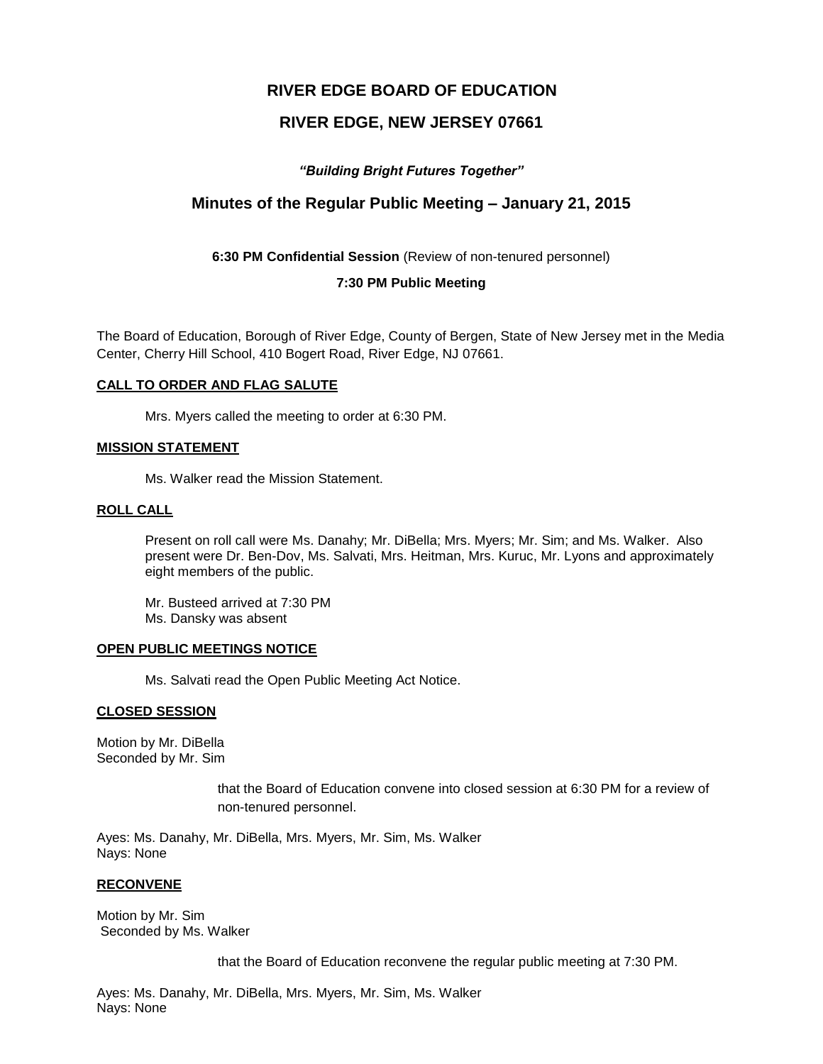# RIVER EDGE BOARD OF EDUCATION

## RIVER EDGE, NEW JERSEY 07661

***"Building Bright Futures Together"***

## Minutes of the Regular Public Meeting – January 21, 2015

**6:30 PM Confidential Session** (Review of non-tenured personnel)

**7:30 PM Public Meeting**

The Board of Education, Borough of River Edge, County of Bergen, State of New Jersey met in the Media Center, Cherry Hill School, 410 Bogert Road, River Edge, NJ 07661.

**CALL TO ORDER AND FLAG SALUTE**

Mrs. Myers called the meeting to order at 6:30 PM.

**MISSION STATEMENT**

Ms. Walker read the Mission Statement.

**ROLL CALL**

Present on roll call were Ms. Danahy; Mr. DiBella; Mrs. Myers; Mr. Sim; and Ms. Walker. Also present were Dr. Ben-Dov, Ms. Salvati, Mrs. Heitman, Mrs. Kuruc, Mr. Lyons and approximately eight members of the public.

Mr. Busteed arrived at 7:30 PM
Ms. Dansky was absent

**OPEN PUBLIC MEETINGS NOTICE**

Ms. Salvati read the Open Public Meeting Act Notice.

**CLOSED SESSION**

Motion by Mr. DiBella
Seconded by Mr. Sim

that the Board of Education convene into closed session at 6:30 PM for a review of non-tenured personnel.

Ayes: Ms. Danahy, Mr. DiBella, Mrs. Myers, Mr. Sim, Ms. Walker
Nays: None

**RECONVENE**

Motion by Mr. Sim
Seconded by Ms. Walker

that the Board of Education reconvene the regular public meeting at 7:30 PM.

Ayes: Ms. Danahy, Mr. DiBella, Mrs. Myers, Mr. Sim, Ms. Walker
Nays: None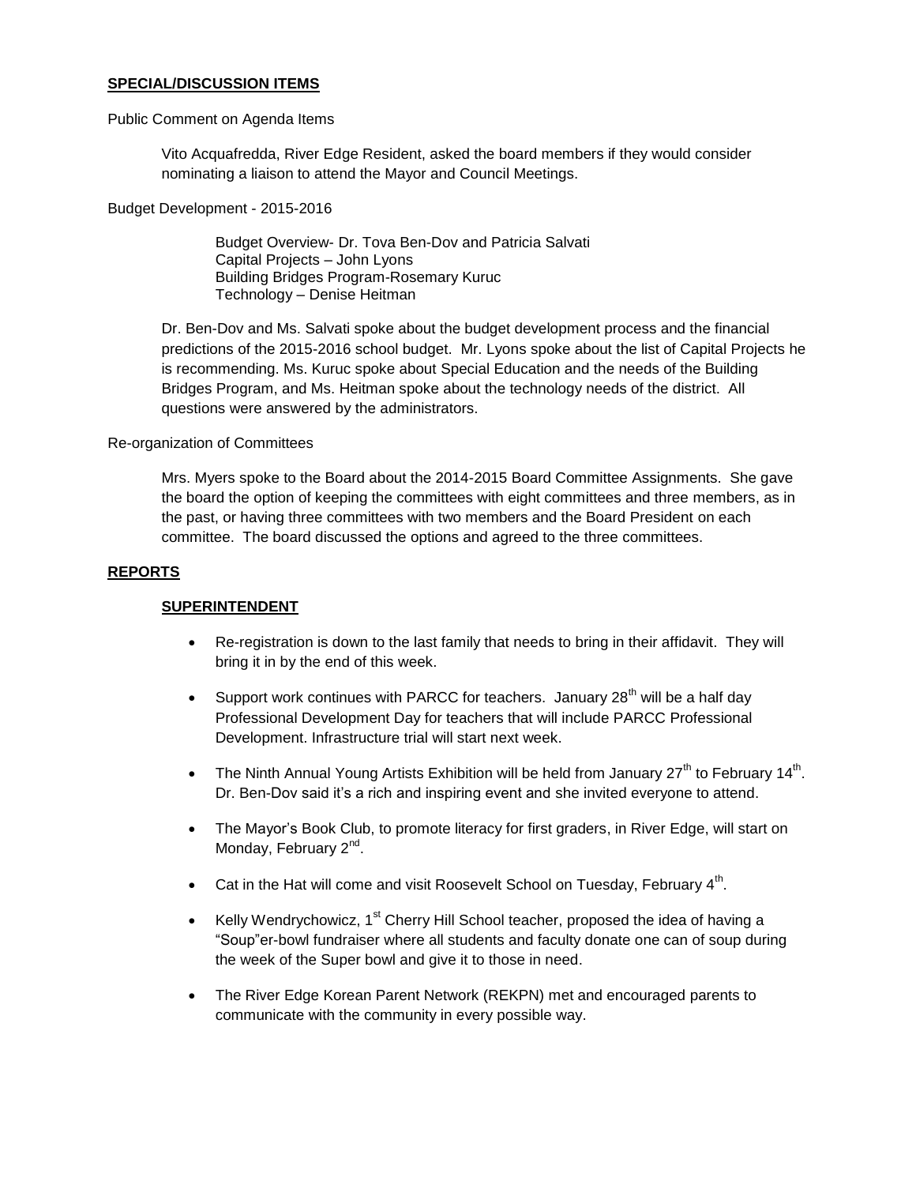**SPECIAL/DISCUSSION ITEMS**

Public Comment on Agenda Items

Vito Acquafredda, River Edge Resident, asked the board members if they would consider nominating a liaison to attend the Mayor and Council Meetings.

Budget Development - 2015-2016

Budget Overview- Dr. Tova Ben-Dov and Patricia Salvati
Capital Projects – John Lyons
Building Bridges Program-Rosemary Kuruc
Technology – Denise Heitman

Dr. Ben-Dov and Ms. Salvati spoke about the budget development process and the financial predictions of the 2015-2016 school budget. Mr. Lyons spoke about the list of Capital Projects he is recommending. Ms. Kuruc spoke about Special Education and the needs of the Building Bridges Program, and Ms. Heitman spoke about the technology needs of the district. All questions were answered by the administrators.

Re-organization of Committees

Mrs. Myers spoke to the Board about the 2014-2015 Board Committee Assignments. She gave the board the option of keeping the committees with eight committees and three members, as in the past, or having three committees with two members and the Board President on each committee. The board discussed the options and agreed to the three committees.

**REPORTS**

**SUPERINTENDENT**

- Re-registration is down to the last family that needs to bring in their affidavit. They will bring it in by the end of this week.
- Support work continues with PARCC for teachers. January 28th will be a half day Professional Development Day for teachers that will include PARCC Professional Development. Infrastructure trial will start next week.
- The Ninth Annual Young Artists Exhibition will be held from January 27th to February 14th. Dr. Ben-Dov said it's a rich and inspiring event and she invited everyone to attend.
- The Mayor's Book Club, to promote literacy for first graders, in River Edge, will start on Monday, February 2nd.
- Cat in the Hat will come and visit Roosevelt School on Tuesday, February 4th.
- Kelly Wendrychowicz, 1st Cherry Hill School teacher, proposed the idea of having a "Soup"er-bowl fundraiser where all students and faculty donate one can of soup during the week of the Super bowl and give it to those in need.
- The River Edge Korean Parent Network (REKPN) met and encouraged parents to communicate with the community in every possible way.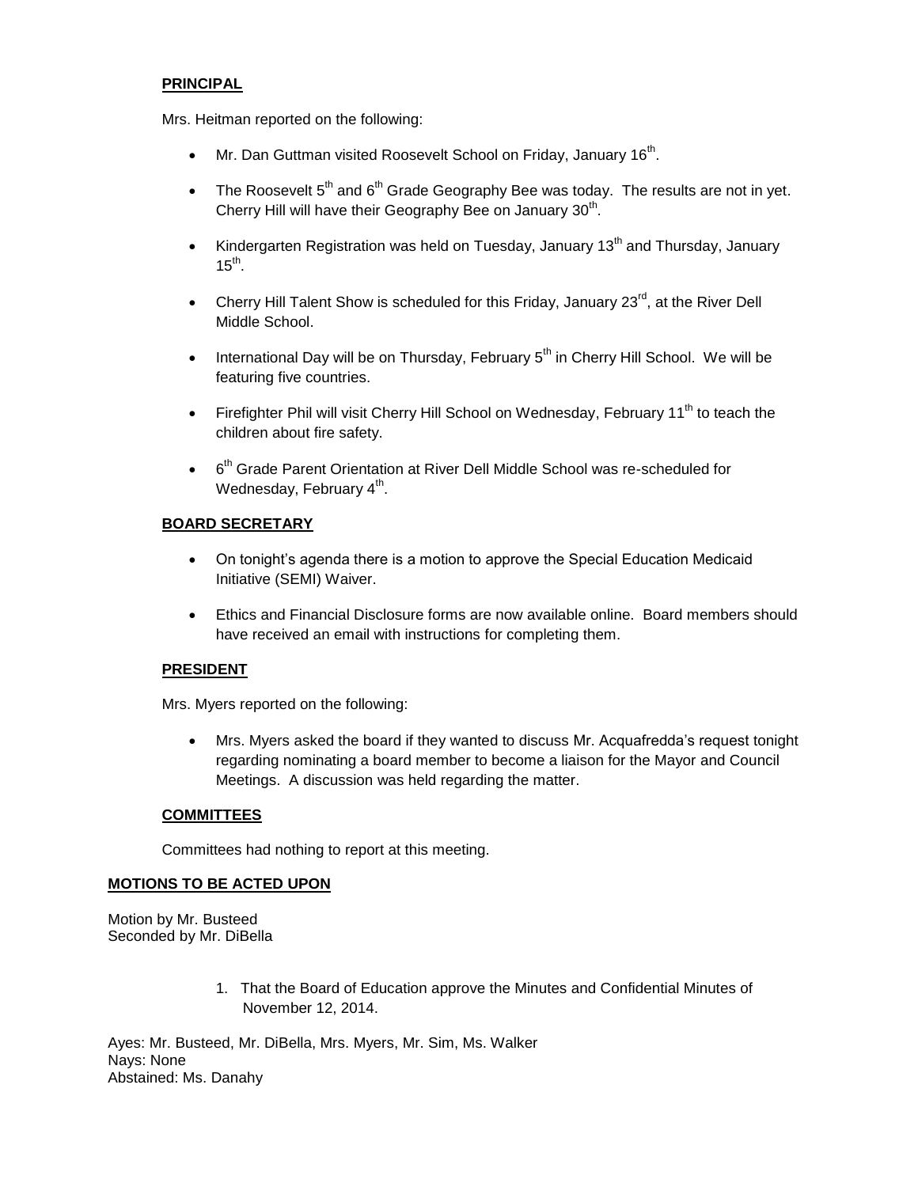**PRINCIPAL**

Mrs. Heitman reported on the following:

- Mr. Dan Guttman visited Roosevelt School on Friday, January 16th.
- The Roosevelt 5th and 6th Grade Geography Bee was today. The results are not in yet. Cherry Hill will have their Geography Bee on January 30th.
- Kindergarten Registration was held on Tuesday, January 13th and Thursday, January 15th.
- Cherry Hill Talent Show is scheduled for this Friday, January 23rd, at the River Dell Middle School.
- International Day will be on Thursday, February 5th in Cherry Hill School. We will be featuring five countries.
- Firefighter Phil will visit Cherry Hill School on Wednesday, February 11th to teach the children about fire safety.
- 6th Grade Parent Orientation at River Dell Middle School was re-scheduled for Wednesday, February 4th.

**BOARD SECRETARY**

- On tonight's agenda there is a motion to approve the Special Education Medicaid Initiative (SEMI) Waiver.
- Ethics and Financial Disclosure forms are now available online. Board members should have received an email with instructions for completing them.

**PRESIDENT**

Mrs. Myers reported on the following:

- Mrs. Myers asked the board if they wanted to discuss Mr. Acquafredda's request tonight regarding nominating a board member to become a liaison for the Mayor and Council Meetings. A discussion was held regarding the matter.

**COMMITTEES**

Committees had nothing to report at this meeting.

**MOTIONS TO BE ACTED UPON**

Motion by Mr. Busteed
Seconded by Mr. DiBella

1. That the Board of Education approve the Minutes and Confidential Minutes of November 12, 2014.

Ayes: Mr. Busteed, Mr. DiBella, Mrs. Myers, Mr. Sim, Ms. Walker
Nays: None
Abstained: Ms. Danahy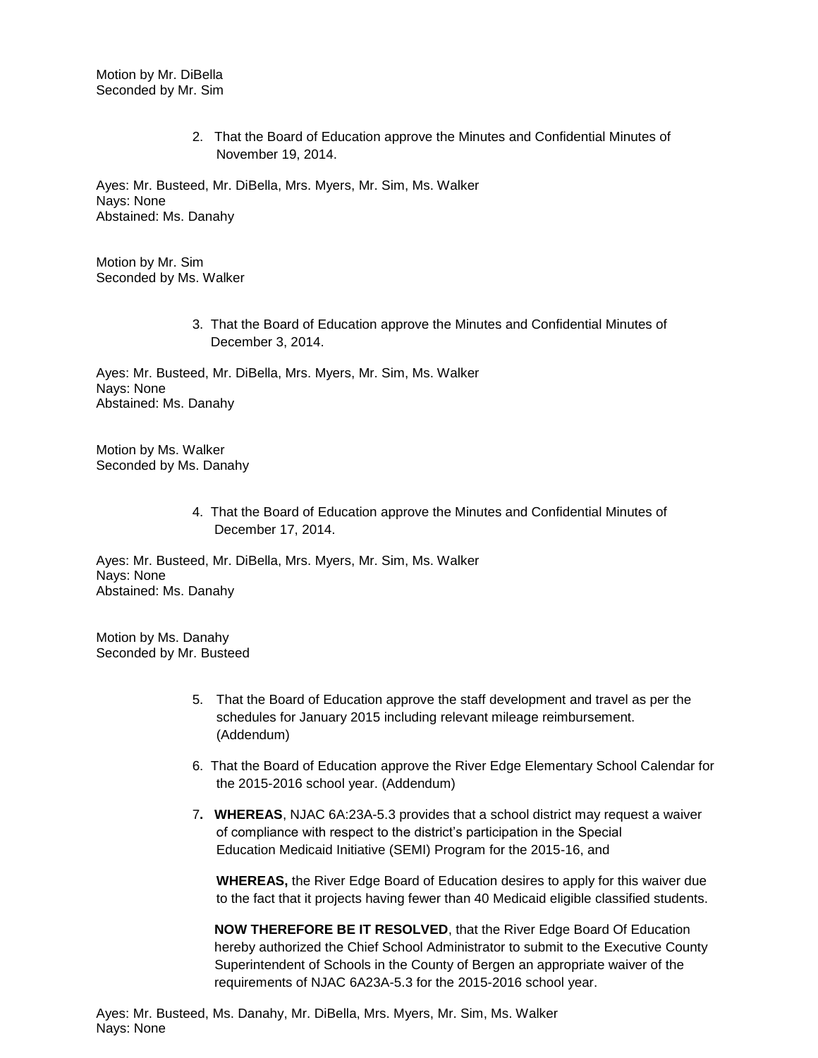Motion by Mr. DiBella
Seconded by Mr. Sim

2. That the Board of Education approve the Minutes and Confidential Minutes of November 19, 2014.

Ayes: Mr. Busteed, Mr. DiBella, Mrs. Myers, Mr. Sim, Ms. Walker
Nays: None
Abstained: Ms. Danahy

Motion by Mr. Sim
Seconded by Ms. Walker

3. That the Board of Education approve the Minutes and Confidential Minutes of December 3, 2014.

Ayes: Mr. Busteed, Mr. DiBella, Mrs. Myers, Mr. Sim, Ms. Walker
Nays: None
Abstained: Ms. Danahy

Motion by Ms. Walker
Seconded by Ms. Danahy

4. That the Board of Education approve the Minutes and Confidential Minutes of December 17, 2014.

Ayes: Mr. Busteed, Mr. DiBella, Mrs. Myers, Mr. Sim, Ms. Walker
Nays: None
Abstained: Ms. Danahy

Motion by Ms. Danahy
Seconded by Mr. Busteed

5. That the Board of Education approve the staff development and travel as per the schedules for January 2015 including relevant mileage reimbursement. (Addendum)

6. That the Board of Education approve the River Edge Elementary School Calendar for the 2015-2016 school year. (Addendum)

7**.** **WHEREAS**, NJAC 6A:23A-5.3 provides that a school district may request a waiver of compliance with respect to the district's participation in the Special Education Medicaid Initiative (SEMI) Program for the 2015-16, and

   **WHEREAS,** the River Edge Board of Education desires to apply for this waiver due to the fact that it projects having fewer than 40 Medicaid eligible classified students.

   **NOW THEREFORE BE IT RESOLVED**, that the River Edge Board Of Education hereby authorized the Chief School Administrator to submit to the Executive County Superintendent of Schools in the County of Bergen an appropriate waiver of the requirements of NJAC 6A23A-5.3 for the 2015-2016 school year.

Ayes: Mr. Busteed, Ms. Danahy, Mr. DiBella, Mrs. Myers, Mr. Sim, Ms. Walker
Nays: None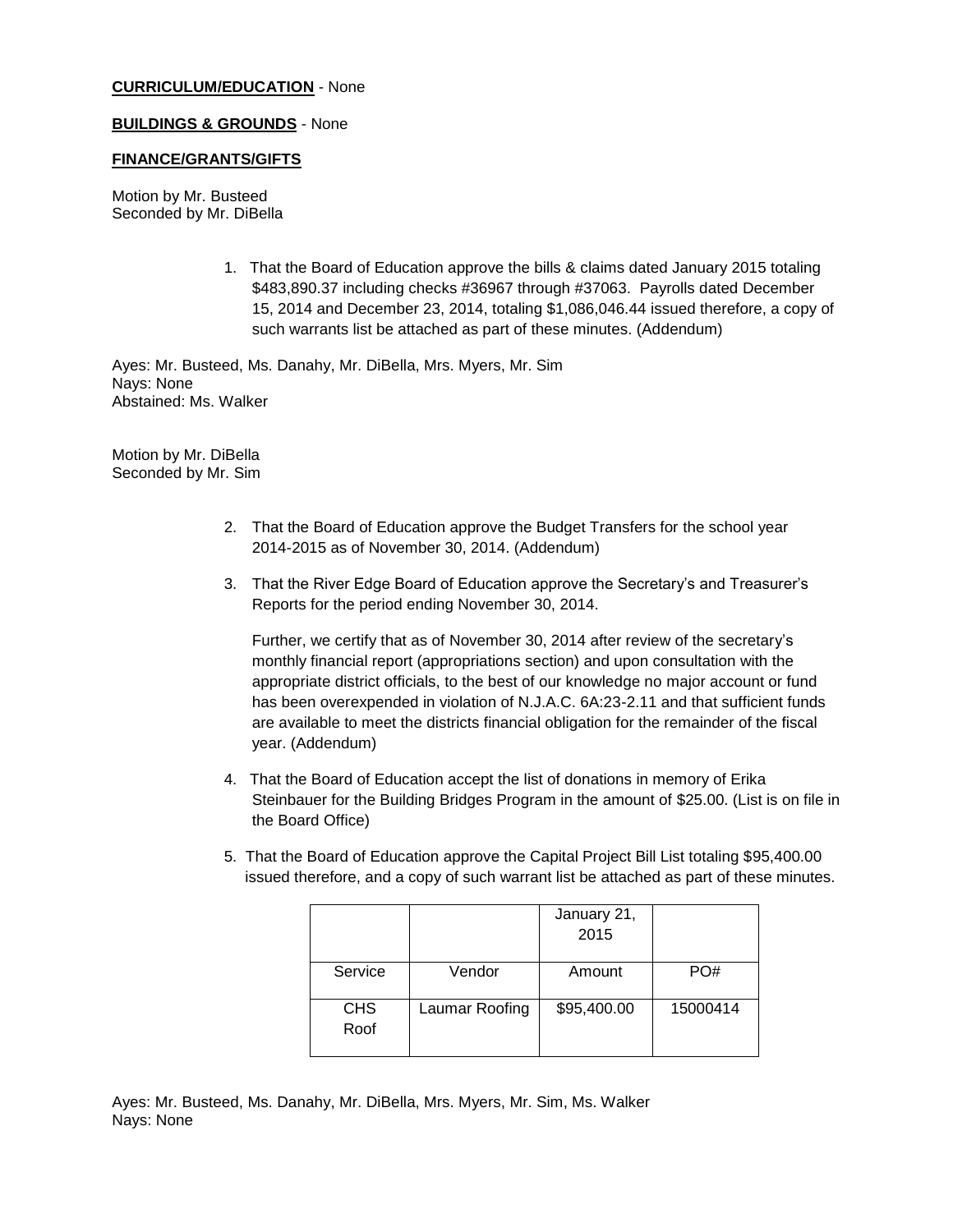**CURRICULUM/EDUCATION** - None

**BUILDINGS & GROUNDS** - None

**FINANCE/GRANTS/GIFTS**

Motion by Mr. Busteed
Seconded by Mr. DiBella

1. That the Board of Education approve the bills & claims dated January 2015 totaling $483,890.37 including checks #36967 through #37063. Payrolls dated December 15, 2014 and December 23, 2014, totaling $1,086,046.44 issued therefore, a copy of such warrants list be attached as part of these minutes. (Addendum)

Ayes: Mr. Busteed, Ms. Danahy, Mr. DiBella, Mrs. Myers, Mr. Sim
Nays: None
Abstained: Ms. Walker

Motion by Mr. DiBella
Seconded by Mr. Sim

2. That the Board of Education approve the Budget Transfers for the school year 2014-2015 as of November 30, 2014. (Addendum)

3. That the River Edge Board of Education approve the Secretary's and Treasurer's Reports for the period ending November 30, 2014.

   Further, we certify that as of November 30, 2014 after review of the secretary's monthly financial report (appropriations section) and upon consultation with the appropriate district officials, to the best of our knowledge no major account or fund has been overexpended in violation of N.J.A.C. 6A:23-2.11 and that sufficient funds are available to meet the districts financial obligation for the remainder of the fiscal year. (Addendum)

4. That the Board of Education accept the list of donations in memory of Erika Steinbauer for the Building Bridges Program in the amount of $25.00. (List is on file in the Board Office)

5. That the Board of Education approve the Capital Project Bill List totaling $95,400.00 issued therefore, and a copy of such warrant list be attached as part of these minutes.

| | | January 21, 2015 | |
|---|---|---|---|
| Service | Vendor | Amount | PO# |
| CHS Roof | Laumar Roofing | $95,400.00 | 15000414 |

Ayes: Mr. Busteed, Ms. Danahy, Mr. DiBella, Mrs. Myers, Mr. Sim, Ms. Walker
Nays: None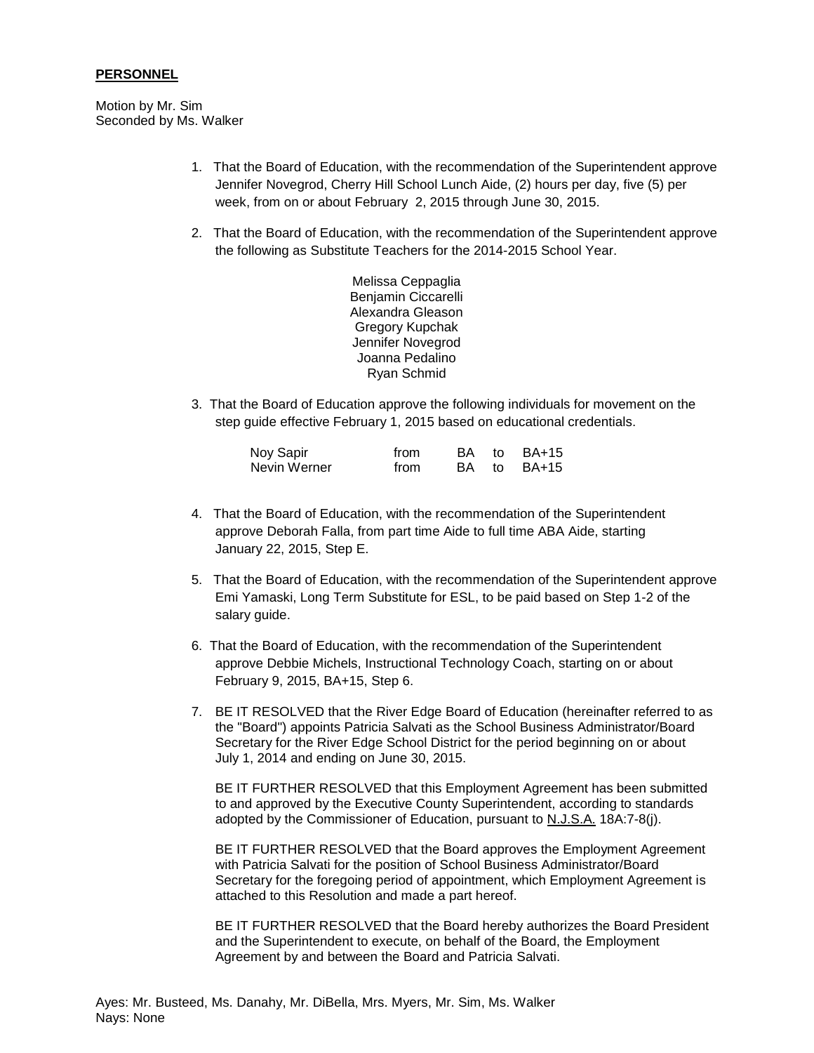**PERSONNEL**

Motion by Mr. Sim
Seconded by Ms. Walker

1. That the Board of Education, with the recommendation of the Superintendent approve Jennifer Novegrod, Cherry Hill School Lunch Aide, (2) hours per day, five (5) per week, from on or about February 2, 2015 through June 30, 2015.

2. That the Board of Education, with the recommendation of the Superintendent approve the following as Substitute Teachers for the 2014-2015 School Year.

   Melissa Ceppaglia
   Benjamin Ciccarelli
   Alexandra Gleason
   Gregory Kupchak
   Jennifer Novegrod
   Joanna Pedalino
   Ryan Schmid

3. That the Board of Education approve the following individuals for movement on the step guide effective February 1, 2015 based on educational credentials.

   | | | | | |
   |---|---|---|---|---|
   | Noy Sapir | from | BA | to | BA+15 |
   | Nevin Werner | from | BA | to | BA+15 |

4. That the Board of Education, with the recommendation of the Superintendent approve Deborah Falla, from part time Aide to full time ABA Aide, starting January 22, 2015, Step E.

5. That the Board of Education, with the recommendation of the Superintendent approve Emi Yamaski, Long Term Substitute for ESL, to be paid based on Step 1-2 of the salary guide.

6. That the Board of Education, with the recommendation of the Superintendent approve Debbie Michels, Instructional Technology Coach, starting on or about February 9, 2015, BA+15, Step 6.

7. BE IT RESOLVED that the River Edge Board of Education (hereinafter referred to as the "Board") appoints Patricia Salvati as the School Business Administrator/Board Secretary for the River Edge School District for the period beginning on or about July 1, 2014 and ending on June 30, 2015.

   BE IT FURTHER RESOLVED that this Employment Agreement has been submitted to and approved by the Executive County Superintendent, according to standards adopted by the Commissioner of Education, pursuant to N.J.S.A. 18A:7-8(j).

   BE IT FURTHER RESOLVED that the Board approves the Employment Agreement with Patricia Salvati for the position of School Business Administrator/Board Secretary for the foregoing period of appointment, which Employment Agreement is attached to this Resolution and made a part hereof.

   BE IT FURTHER RESOLVED that the Board hereby authorizes the Board President and the Superintendent to execute, on behalf of the Board, the Employment Agreement by and between the Board and Patricia Salvati.

Ayes: Mr. Busteed, Ms. Danahy, Mr. DiBella, Mrs. Myers, Mr. Sim, Ms. Walker
Nays: None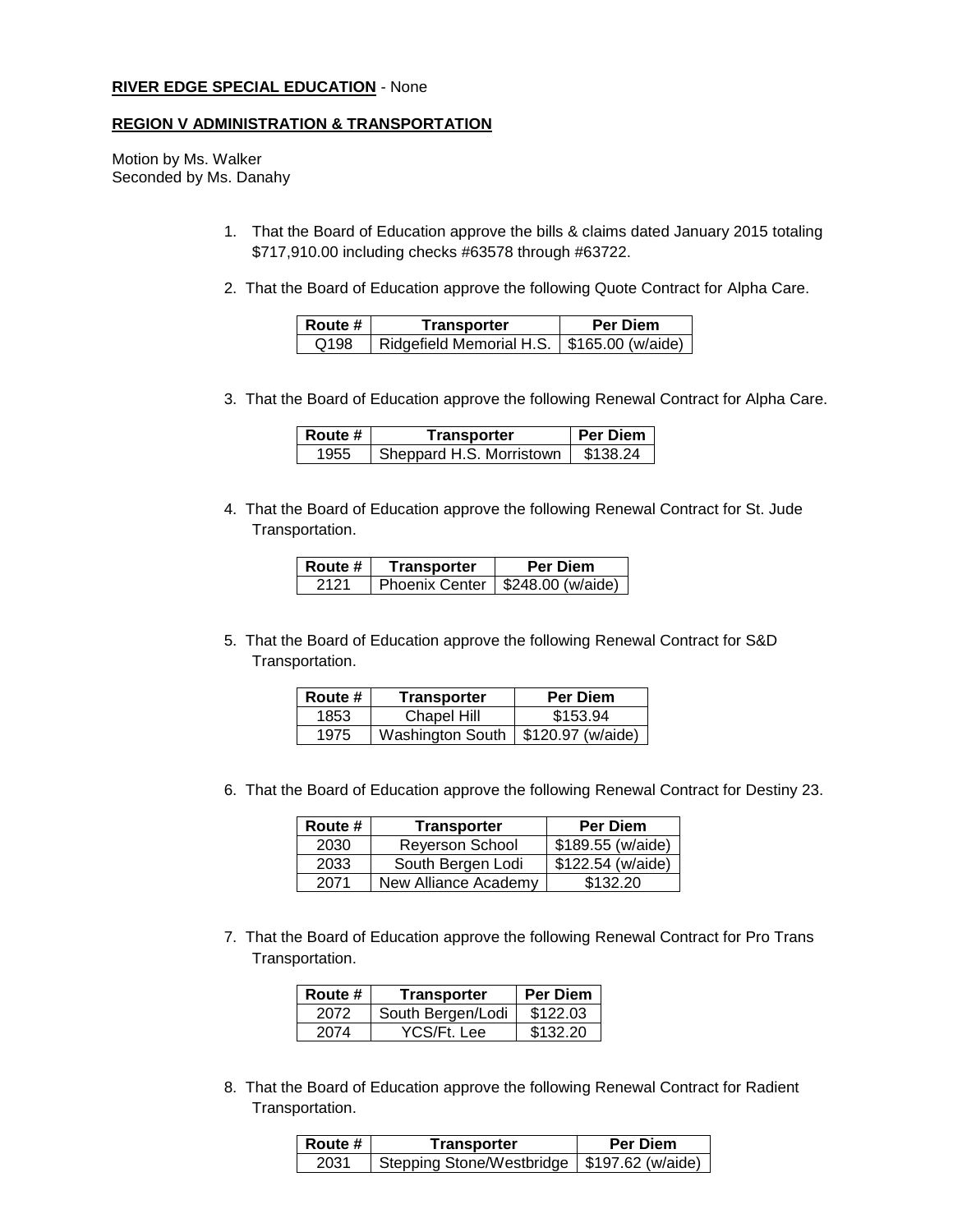**RIVER EDGE SPECIAL EDUCATION** - None

**REGION V ADMINISTRATION & TRANSPORTATION**

Motion by Ms. Walker
Seconded by Ms. Danahy

1. That the Board of Education approve the bills & claims dated January 2015 totaling $717,910.00 including checks #63578 through #63722.

2. That the Board of Education approve the following Quote Contract for Alpha Care.

| Route # | Transporter | Per Diem |
|---|---|---|
| Q198 | Ridgefield Memorial H.S. | $165.00 (w/aide) |

3. That the Board of Education approve the following Renewal Contract for Alpha Care.

| Route # | Transporter | Per Diem |
|---|---|---|
| 1955 | Sheppard H.S. Morristown | $138.24 |

4. That the Board of Education approve the following Renewal Contract for St. Jude Transportation.

| Route # | Transporter | Per Diem |
|---|---|---|
| 2121 | Phoenix Center | $248.00 (w/aide) |

5. That the Board of Education approve the following Renewal Contract for S&D Transportation.

| Route # | Transporter | Per Diem |
|---|---|---|
| 1853 | Chapel Hill | $153.94 |
| 1975 | Washington South | $120.97 (w/aide) |

6. That the Board of Education approve the following Renewal Contract for Destiny 23.

| Route # | Transporter | Per Diem |
|---|---|---|
| 2030 | Reyerson School | $189.55 (w/aide) |
| 2033 | South Bergen Lodi | $122.54 (w/aide) |
| 2071 | New Alliance Academy | $132.20 |

7. That the Board of Education approve the following Renewal Contract for Pro Trans Transportation.

| Route # | Transporter | Per Diem |
|---|---|---|
| 2072 | South Bergen/Lodi | $122.03 |
| 2074 | YCS/Ft. Lee | $132.20 |

8. That the Board of Education approve the following Renewal Contract for Radient Transportation.

| Route # | Transporter | Per Diem |
|---|---|---|
| 2031 | Stepping Stone/Westbridge | $197.62 (w/aide) |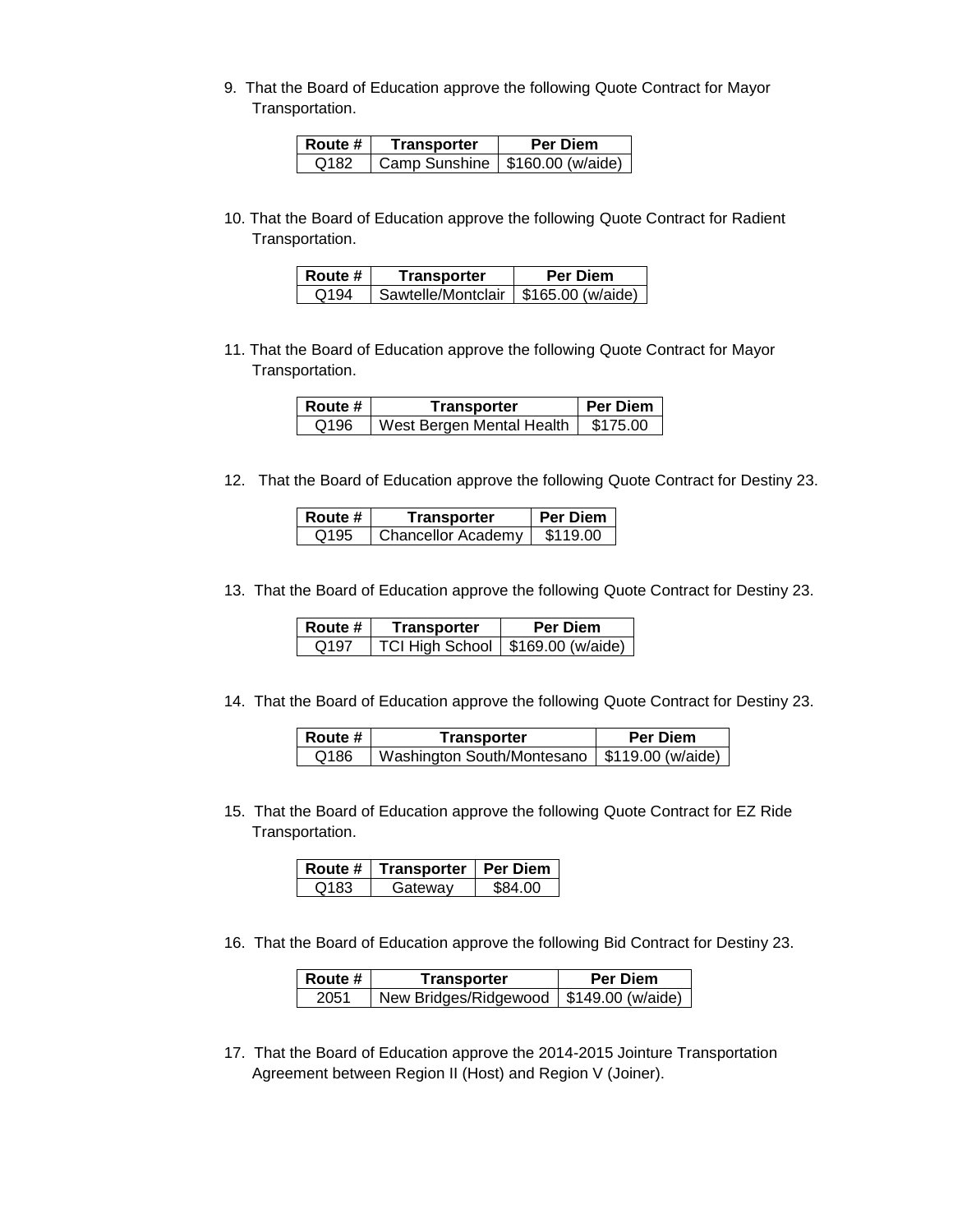9. That the Board of Education approve the following Quote Contract for Mayor Transportation.

| Route # | Transporter | Per Diem |
|---|---|---|
| Q182 | Camp Sunshine | $160.00 (w/aide) |

10. That the Board of Education approve the following Quote Contract for Radient Transportation.

| Route # | Transporter | Per Diem |
|---|---|---|
| Q194 | Sawtelle/Montclair | $165.00 (w/aide) |

11. That the Board of Education approve the following Quote Contract for Mayor Transportation.

| Route # | Transporter | Per Diem |
|---|---|---|
| Q196 | West Bergen Mental Health | $175.00 |

12. That the Board of Education approve the following Quote Contract for Destiny 23.

| Route # | Transporter | Per Diem |
|---|---|---|
| Q195 | Chancellor Academy | $119.00 |

13. That the Board of Education approve the following Quote Contract for Destiny 23.

| Route # | Transporter | Per Diem |
|---|---|---|
| Q197 | TCI High School | $169.00 (w/aide) |

14. That the Board of Education approve the following Quote Contract for Destiny 23.

| Route # | Transporter | Per Diem |
|---|---|---|
| Q186 | Washington South/Montesano | $119.00 (w/aide) |

15. That the Board of Education approve the following Quote Contract for EZ Ride Transportation.

| Route # | Transporter | Per Diem |
|---|---|---|
| Q183 | Gateway | $84.00 |

16. That the Board of Education approve the following Bid Contract for Destiny 23.

| Route # | Transporter | Per Diem |
|---|---|---|
| 2051 | New Bridges/Ridgewood | $149.00 (w/aide) |

17. That the Board of Education approve the 2014-2015 Jointure Transportation Agreement between Region II (Host) and Region V (Joiner).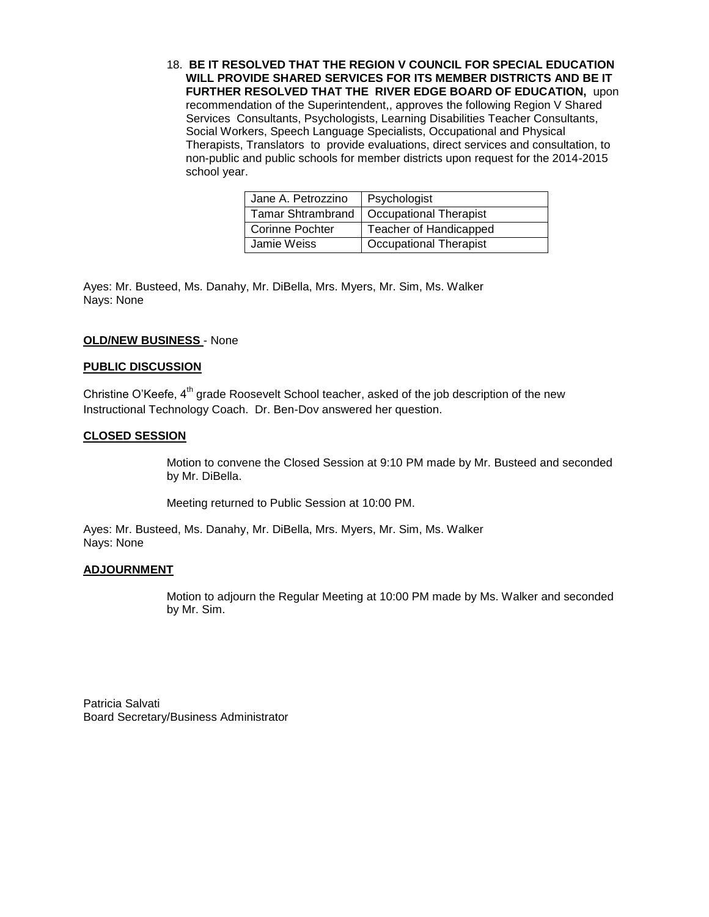18. **BE IT RESOLVED THAT THE REGION V COUNCIL FOR SPECIAL EDUCATION WILL PROVIDE SHARED SERVICES FOR ITS MEMBER DISTRICTS AND BE IT FURTHER RESOLVED THAT THE RIVER EDGE BOARD OF EDUCATION,** upon recommendation of the Superintendent,, approves the following Region V Shared Services Consultants, Psychologists, Learning Disabilities Teacher Consultants, Social Workers, Speech Language Specialists, Occupational and Physical Therapists, Translators to provide evaluations, direct services and consultation, to non-public and public schools for member districts upon request for the 2014-2015 school year.

| | |
|---|---|
| Jane A. Petrozzino | Psychologist |
| Tamar Shtrambrand | Occupational Therapist |
| Corinne Pochter | Teacher of Handicapped |
| Jamie Weiss | Occupational Therapist |

Ayes: Mr. Busteed, Ms. Danahy, Mr. DiBella, Mrs. Myers, Mr. Sim, Ms. Walker
Nays: None

**OLD/NEW BUSINESS** - None

**PUBLIC DISCUSSION**

Christine O'Keefe, 4th grade Roosevelt School teacher, asked of the job description of the new Instructional Technology Coach. Dr. Ben-Dov answered her question.

**CLOSED SESSION**

Motion to convene the Closed Session at 9:10 PM made by Mr. Busteed and seconded by Mr. DiBella.

Meeting returned to Public Session at 10:00 PM.

Ayes: Mr. Busteed, Ms. Danahy, Mr. DiBella, Mrs. Myers, Mr. Sim, Ms. Walker
Nays: None

**ADJOURNMENT**

Motion to adjourn the Regular Meeting at 10:00 PM made by Ms. Walker and seconded by Mr. Sim.

Patricia Salvati
Board Secretary/Business Administrator